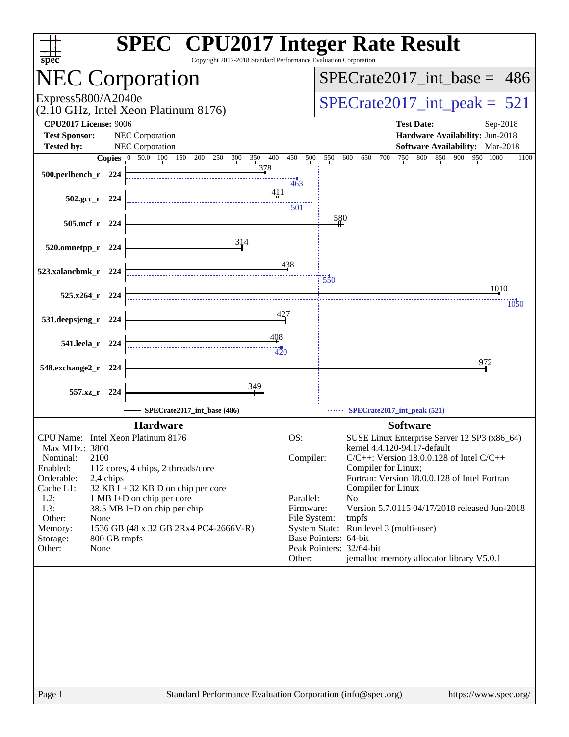# SPEC CPU2017 Integer Rate Result

Copyright 2017-2018 Standard Performance Evaluation Corporation

## NEC Corporation

Express5800/A2040e
(2.10 GHz, Intel Xeon Platinum 8176)

SPECrate2017_int_base = 486

SPECrate2017_int_peak = 521

**CPU2017 License:** 9006
**Test Sponsor:** NEC Corporation
**Tested by:** NEC Corporation

**Test Date:** Sep-2018
**Hardware Availability:** Jun-2018
**Software Availability:** Mar-2018

| Benchmark | Copies | Base | Peak |
|---|---|---|---|
| 500.perlbench_r | 224 | 378 | 463 |
| 502.gcc_r | 224 | 411 | 501 |
| 505.mcf_r | 224 | 580 | |
| 520.omnetpp_r | 224 | 314 | |
| 523.xalancbmk_r | 224 | 438 | 550 |
| 525.x264_r | 224 | 1010 | 1050 |
| 531.deepsjeng_r | 224 | 427 | |
| 541.leela_r | 224 | 408 | 420 |
| 548.exchange2_r | 224 | 972 | |
| 557.xz_r | 224 | 349 | |

SPECrate2017_int_base (486) — SPECrate2017_int_peak (521)

### Hardware

| | |
|---|---|
| CPU Name: | Intel Xeon Platinum 8176 |
| Max MHz.: | 3800 |
| Nominal: | 2100 |
| Enabled: | 112 cores, 4 chips, 2 threads/core |
| Orderable: | 2,4 chips |
| Cache L1: | 32 KB I + 32 KB D on chip per core |
| L2: | 1 MB I+D on chip per core |
| L3: | 38.5 MB I+D on chip per chip |
| Other: | None |
| Memory: | 1536 GB (48 x 32 GB 2Rx4 PC4-2666V-R) |
| Storage: | 800 GB tmpfs |
| Other: | None |

### Software

| | |
|---|---|
| OS: | SUSE Linux Enterprise Server 12 SP3 (x86_64) kernel 4.4.120-94.17-default |
| Compiler: | C/C++: Version 18.0.0.128 of Intel C/C++ Compiler for Linux; Fortran: Version 18.0.0.128 of Intel Fortran Compiler for Linux |
| Parallel: | No |
| Firmware: | Version 5.7.0115 04/17/2018 released Jun-2018 |
| File System: | tmpfs |
| System State: | Run level 3 (multi-user) |
| Base Pointers: | 64-bit |
| Peak Pointers: | 32/64-bit |
| Other: | jemalloc memory allocator library V5.0.1 |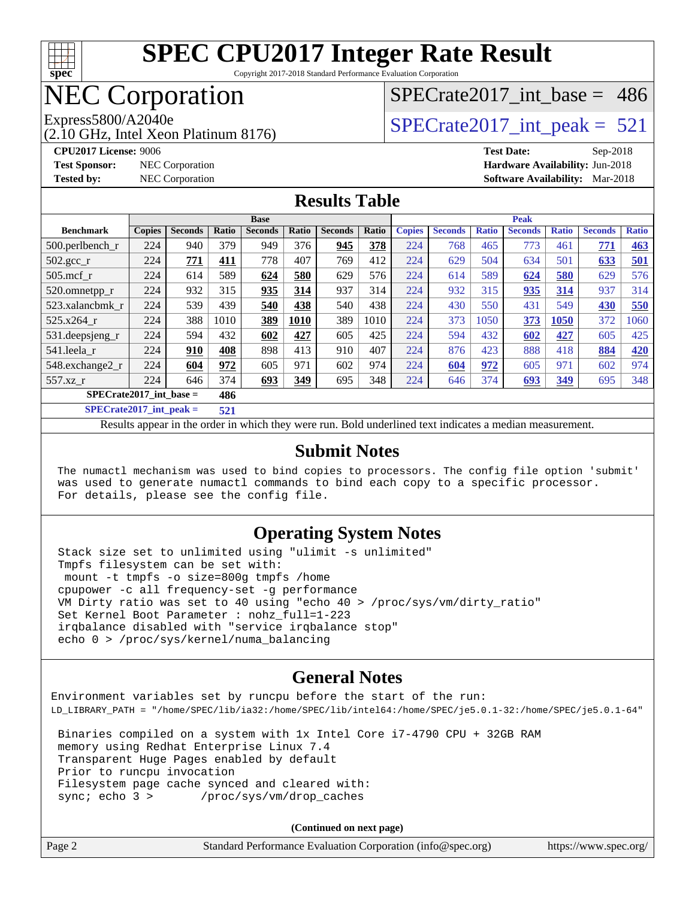# SPEC CPU2017 Integer Rate Result

Copyright 2017-2018 Standard Performance Evaluation Corporation

# NEC Corporation

Express5800/A2040e
(2.10 GHz, Intel Xeon Platinum 8176)

SPECrate2017_int_base = 486

SPECrate2017_int_peak = 521

**CPU2017 License:** 9006
**Test Sponsor:** NEC Corporation
**Tested by:** NEC Corporation

**Test Date:** Sep-2018
**Hardware Availability:** Jun-2018
**Software Availability:** Mar-2018

## Results Table

| | Base | | | | | | | Peak | | | | | | |
|---|---|---|---|---|---|---|---|---|---|---|---|---|---|---|
| **Benchmark** | **Copies** | **Seconds** | **Ratio** | **Seconds** | **Ratio** | **Seconds** | **Ratio** | **Copies** | **Seconds** | **Ratio** | **Seconds** | **Ratio** | **Seconds** | **Ratio** |
| 500.perlbench_r | 224 | 940 | 379 | 949 | 376 | **945** | **378** | 224 | 768 | 465 | 773 | 461 | **771** | **463** |
| 502.gcc_r | 224 | **771** | **411** | 778 | 407 | 769 | 412 | 224 | 629 | 504 | 634 | 501 | **633** | **501** |
| 505.mcf_r | 224 | 614 | 589 | **624** | **580** | 629 | 576 | 224 | 614 | 589 | **624** | **580** | 629 | 576 |
| 520.omnetpp_r | 224 | 932 | 315 | **935** | **314** | 937 | 314 | 224 | 932 | 315 | **935** | **314** | 937 | 314 |
| 523.xalancbmk_r | 224 | 539 | 439 | **540** | **438** | 540 | 438 | 224 | 430 | 550 | 431 | 549 | **430** | **550** |
| 525.x264_r | 224 | 388 | 1010 | **389** | **1010** | 389 | 1010 | 224 | 373 | 1050 | **373** | **1050** | 372 | 1060 |
| 531.deepsjeng_r | 224 | 594 | 432 | **602** | **427** | 605 | 425 | 224 | 594 | 432 | **602** | **427** | 605 | 425 |
| 541.leela_r | 224 | **910** | **408** | 898 | 413 | 910 | 407 | 224 | 876 | 423 | 888 | 418 | **884** | **420** |
| 548.exchange2_r | 224 | **604** | **972** | 605 | 971 | 602 | 974 | 224 | **604** | **972** | 605 | 971 | 602 | 974 |
| 557.xz_r | 224 | 646 | 374 | **693** | **349** | 695 | 348 | 224 | 646 | 374 | **693** | **349** | 695 | 348 |

**SPECrate2017_int_base = 486**

**SPECrate2017_int_peak = 521**

Results appear in the order in which they were run. Bold underlined text indicates a median measurement.

## Submit Notes

```
The numactl mechanism was used to bind copies to processors. The config file option 'submit'
was used to generate numactl commands to bind each copy to a specific processor.
For details, please see the config file.
```

## Operating System Notes

```
Stack size set to unlimited using "ulimit -s unlimited"
Tmpfs filesystem can be set with:
 mount -t tmpfs -o size=800g tmpfs /home
cpupower -c all frequency-set -g performance
VM Dirty ratio was set to 40 using "echo 40 > /proc/sys/vm/dirty_ratio"
Set Kernel Boot Parameter : nohz_full=1-223
irqbalance disabled with "service irqbalance stop"
echo 0 > /proc/sys/kernel/numa_balancing
```

## General Notes

```
Environment variables set by runcpu before the start of the run:
LD_LIBRARY_PATH = "/home/SPEC/lib/ia32:/home/SPEC/lib/intel64:/home/SPEC/je5.0.1-32:/home/SPEC/je5.0.1-64"

 Binaries compiled on a system with 1x Intel Core i7-4790 CPU + 32GB RAM
 memory using Redhat Enterprise Linux 7.4
 Transparent Huge Pages enabled by default
 Prior to runcpu invocation
 Filesystem page cache synced and cleared with:
 sync; echo 3 >       /proc/sys/vm/drop_caches
```

**(Continued on next page)**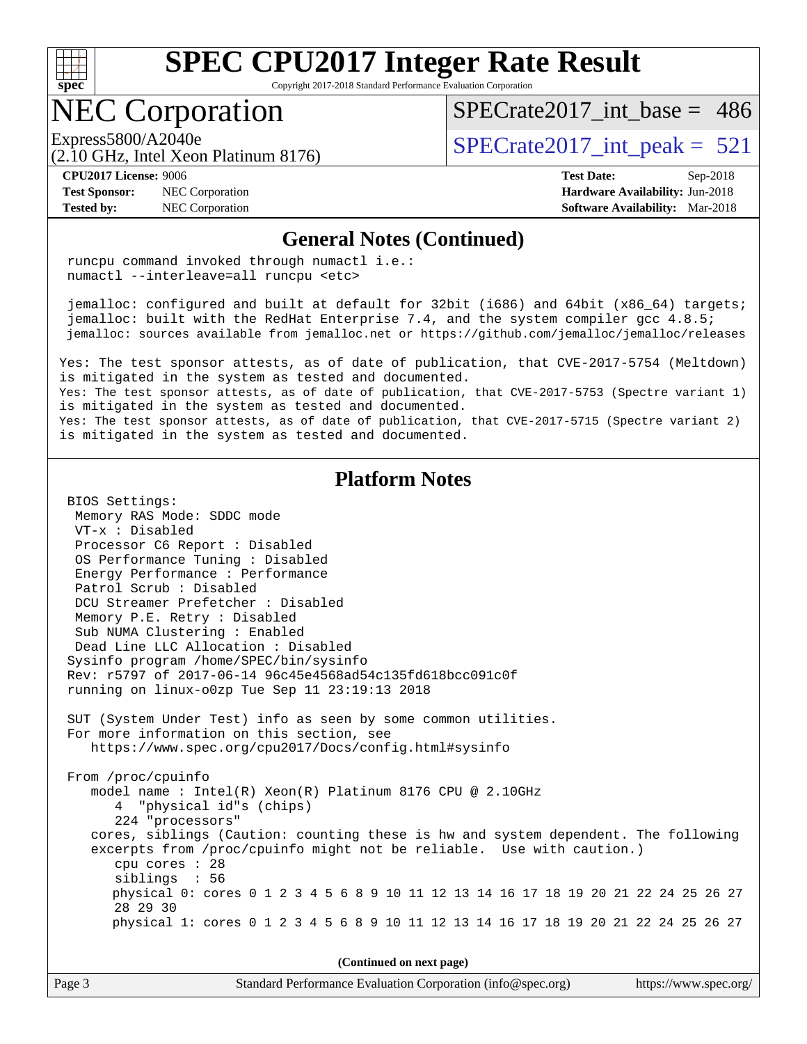# SPEC CPU2017 Integer Rate Result

Copyright 2017-2018 Standard Performance Evaluation Corporation

## NEC Corporation

Express5800/A2040e
(2.10 GHz, Intel Xeon Platinum 8176)

SPECrate2017_int_base = 486

SPECrate2017_int_peak = 521

**CPU2017 License:** 9006
**Test Sponsor:** NEC Corporation
**Tested by:** NEC Corporation

**Test Date:** Sep-2018
**Hardware Availability:** Jun-2018
**Software Availability:** Mar-2018

### General Notes (Continued)

```
runcpu command invoked through numactl i.e.:
numactl --interleave=all runcpu <etc>

jemalloc: configured and built at default for 32bit (i686) and 64bit (x86_64) targets;
jemalloc: built with the RedHat Enterprise 7.4, and the system compiler gcc 4.8.5;
jemalloc: sources available from jemalloc.net or https://github.com/jemalloc/jemalloc/releases
```

Yes: The test sponsor attests, as of date of publication, that CVE-2017-5754 (Meltdown) is mitigated in the system as tested and documented.
Yes: The test sponsor attests, as of date of publication, that CVE-2017-5753 (Spectre variant 1) is mitigated in the system as tested and documented.
Yes: The test sponsor attests, as of date of publication, that CVE-2017-5715 (Spectre variant 2) is mitigated in the system as tested and documented.

### Platform Notes

```
BIOS Settings:
 Memory RAS Mode: SDDC mode
 VT-x : Disabled
 Processor C6 Report : Disabled
 OS Performance Tuning : Disabled
 Energy Performance : Performance
 Patrol Scrub : Disabled
 DCU Streamer Prefetcher : Disabled
 Memory P.E. Retry : Disabled
 Sub NUMA Clustering : Enabled
 Dead Line LLC Allocation : Disabled
Sysinfo program /home/SPEC/bin/sysinfo
Rev: r5797 of 2017-06-14 96c45e4568ad54c135fd618bcc091c0f
running on linux-o0zp Tue Sep 11 23:19:13 2018

SUT (System Under Test) info as seen by some common utilities.
For more information on this section, see
   https://www.spec.org/cpu2017/Docs/config.html#sysinfo

From /proc/cpuinfo
   model name : Intel(R) Xeon(R) Platinum 8176 CPU @ 2.10GHz
      4  "physical id"s (chips)
      224 "processors"
   cores, siblings (Caution: counting these is hw and system dependent. The following
   excerpts from /proc/cpuinfo might not be reliable.  Use with caution.)
      cpu cores : 28
      siblings  : 56
      physical 0: cores 0 1 2 3 4 5 6 8 9 10 11 12 13 14 16 17 18 19 20 21 22 24 25 26 27
      28 29 30
      physical 1: cores 0 1 2 3 4 5 6 8 9 10 11 12 13 14 16 17 18 19 20 21 22 24 25 26 27
```

(Continued on next page)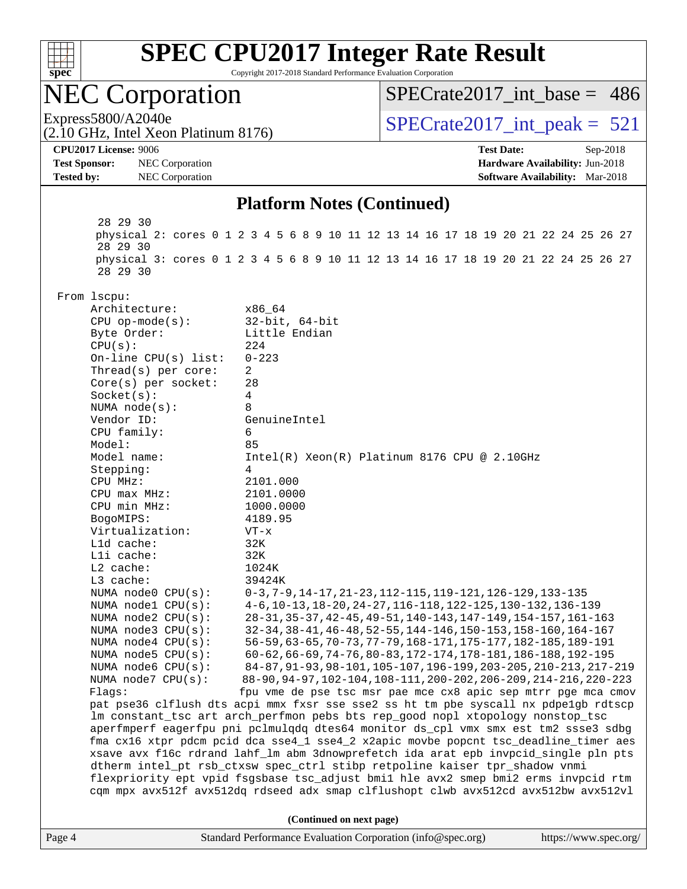## Platform Notes (Continued)

```
     28 29 30
     physical 2: cores 0 1 2 3 4 5 6 8 9 10 11 12 13 14 16 17 18 19 20 21 22 24 25 26 27
     28 29 30
     physical 3: cores 0 1 2 3 4 5 6 8 9 10 11 12 13 14 16 17 18 19 20 21 22 24 25 26 27
     28 29 30

 From lscpu:
      Architecture:          x86_64
      CPU op-mode(s):        32-bit, 64-bit
      Byte Order:            Little Endian
      CPU(s):                224
      On-line CPU(s) list:   0-223
      Thread(s) per core:    2
      Core(s) per socket:    28
      Socket(s):             4
      NUMA node(s):          8
      Vendor ID:             GenuineIntel
      CPU family:            6
      Model:                 85
      Model name:            Intel(R) Xeon(R) Platinum 8176 CPU @ 2.10GHz
      Stepping:              4
      CPU MHz:               2101.000
      CPU max MHz:           2101.0000
      CPU min MHz:           1000.0000
      BogoMIPS:              4189.95
      Virtualization:        VT-x
      L1d cache:             32K
      L1i cache:             32K
      L2 cache:              1024K
      L3 cache:              39424K
      NUMA node0 CPU(s):     0-3,7-9,14-17,21-23,112-115,119-121,126-129,133-135
      NUMA node1 CPU(s):     4-6,10-13,18-20,24-27,116-118,122-125,130-132,136-139
      NUMA node2 CPU(s):     28-31,35-37,42-45,49-51,140-143,147-149,154-157,161-163
      NUMA node3 CPU(s):     32-34,38-41,46-48,52-55,144-146,150-153,158-160,164-167
      NUMA node4 CPU(s):     56-59,63-65,70-73,77-79,168-171,175-177,182-185,189-191
      NUMA node5 CPU(s):     60-62,66-69,74-76,80-83,172-174,178-181,186-188,192-195
      NUMA node6 CPU(s):     84-87,91-93,98-101,105-107,196-199,203-205,210-213,217-219
      NUMA node7 CPU(s):     88-90,94-97,102-104,108-111,200-202,206-209,214-216,220-223
      Flags:                 fpu vme de pse tsc msr pae mce cx8 apic sep mtrr pge mca cmov
      pat pse36 clflush dts acpi mmx fxsr sse sse2 ss ht tm pbe syscall nx pdpe1gb rdtscp
      lm constant_tsc art arch_perfmon pebs bts rep_good nopl xtopology nonstop_tsc
      aperfmperf eagerfpu pni pclmulqdq dtes64 monitor ds_cpl vmx smx est tm2 ssse3 sdbg
      fma cx16 xtpr pdcm pcid dca sse4_1 sse4_2 x2apic movbe popcnt tsc_deadline_timer aes
      xsave avx f16c rdrand lahf_lm abm 3dnowprefetch ida arat epb invpcid_single pln pts
      dtherm intel_pt rsb_ctxsw spec_ctrl stibp retpoline kaiser tpr_shadow vnmi
      flexpriority ept vpid fsgsbase tsc_adjust bmi1 hle avx2 smep bmi2 erms invpcid rtm
      cqm mpx avx512f avx512dq rdseed adx smap clflushopt clwb avx512cd avx512bw avx512vl
```

**(Continued on next page)**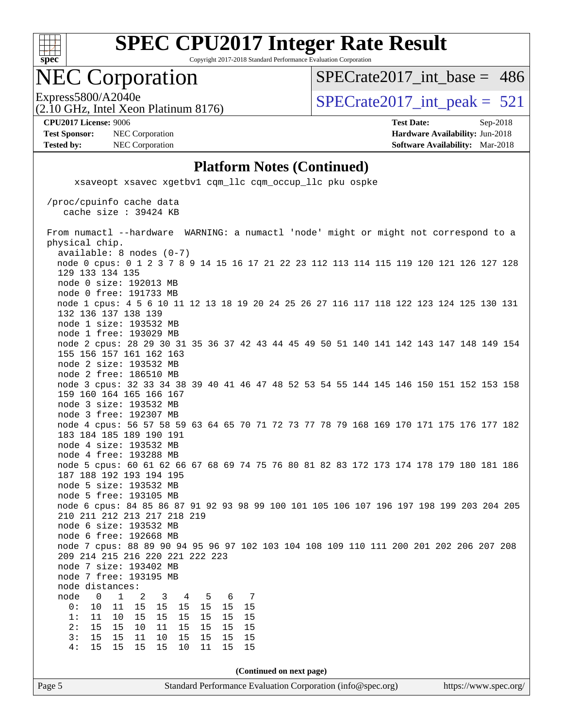## Platform Notes (Continued)

```
      xsaveopt xsavec xgetbv1 cqm_llc cqm_occup_llc pku ospke

 /proc/cpuinfo cache data
    cache size : 39424 KB

 From numactl --hardware  WARNING: a numactl 'node' might or might not correspond to a
 physical chip.
   available: 8 nodes (0-7)
   node 0 cpus: 0 1 2 3 7 8 9 14 15 16 17 21 22 23 112 113 114 115 119 120 121 126 127 128
   129 133 134 135
   node 0 size: 192013 MB
   node 0 free: 191733 MB
   node 1 cpus: 4 5 6 10 11 12 13 18 19 20 24 25 26 27 116 117 118 122 123 124 125 130 131
   132 136 137 138 139
   node 1 size: 193532 MB
   node 1 free: 193029 MB
   node 2 cpus: 28 29 30 31 35 36 37 42 43 44 45 49 50 51 140 141 142 143 147 148 149 154
   155 156 157 161 162 163
   node 2 size: 193532 MB
   node 2 free: 186510 MB
   node 3 cpus: 32 33 34 38 39 40 41 46 47 48 52 53 54 55 144 145 146 150 151 152 153 158
   159 160 164 165 166 167
   node 3 size: 193532 MB
   node 3 free: 192307 MB
   node 4 cpus: 56 57 58 59 63 64 65 70 71 72 73 77 78 79 168 169 170 171 175 176 177 182
   183 184 185 189 190 191
   node 4 size: 193532 MB
   node 4 free: 193288 MB
   node 5 cpus: 60 61 62 66 67 68 69 74 75 76 80 81 82 83 172 173 174 178 179 180 181 186
   187 188 192 193 194 195
   node 5 size: 193532 MB
   node 5 free: 193105 MB
   node 6 cpus: 84 85 86 87 91 92 93 98 99 100 101 105 106 107 196 197 198 199 203 204 205
   210 211 212 213 217 218 219
   node 6 size: 193532 MB
   node 6 free: 192668 MB
   node 7 cpus: 88 89 90 94 95 96 97 102 103 104 108 109 110 111 200 201 202 206 207 208
   209 214 215 216 220 221 222 223
   node 7 size: 193402 MB
   node 7 free: 193195 MB
   node distances:
   node   0   1   2   3   4   5   6   7
     0:  10  11  15  15  15  15  15  15
     1:  11  10  15  15  15  15  15  15
     2:  15  15  10  11  15  15  15  15
     3:  15  15  11  10  15  15  15  15
     4:  15  15  15  15  10  11  15  15
```

**(Continued on next page)**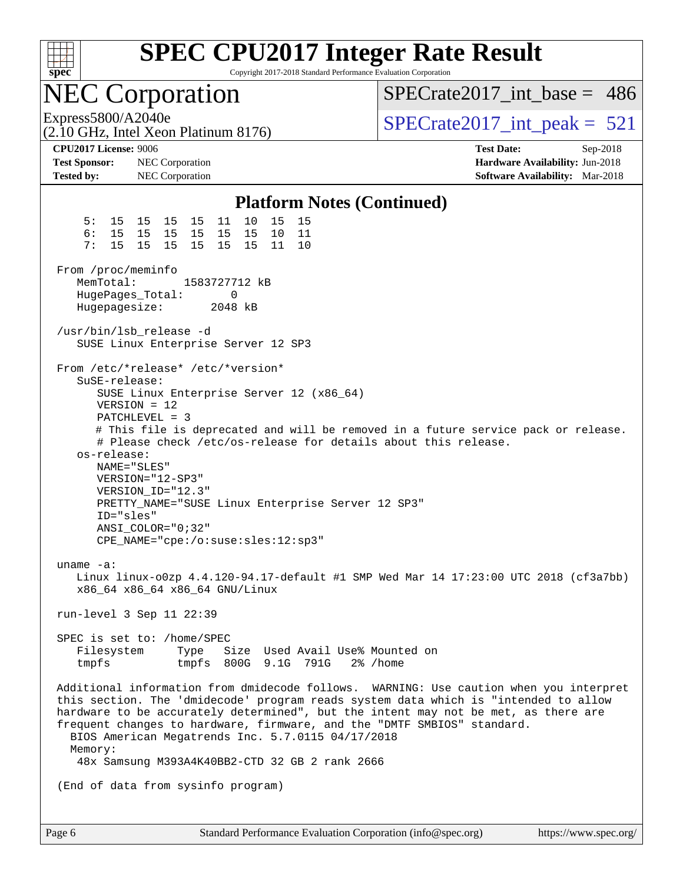# SPEC CPU2017 Integer Rate Result

Copyright 2017-2018 Standard Performance Evaluation Corporation

## NEC Corporation

Express5800/A2040e
(2.10 GHz, Intel Xeon Platinum 8176)

SPECrate2017_int_base = 486

SPECrate2017_int_peak = 521

**CPU2017 License:** 9006
**Test Sponsor:** NEC Corporation
**Tested by:** NEC Corporation

**Test Date:** Sep-2018
**Hardware Availability:** Jun-2018
**Software Availability:** Mar-2018

### Platform Notes (Continued)

```
     5:  15  15  15  15  11  10  15  15
     6:  15  15  15  15  15  15  10  11
     7:  15  15  15  15  15  15  11  10

 From /proc/meminfo
    MemTotal:       1583727712 kB
    HugePages_Total:        0
    Hugepagesize:        2048 kB

 /usr/bin/lsb_release -d
    SUSE Linux Enterprise Server 12 SP3

 From /etc/*release* /etc/*version*
    SuSE-release:
       SUSE Linux Enterprise Server 12 (x86_64)
       VERSION = 12
       PATCHLEVEL = 3
       # This file is deprecated and will be removed in a future service pack or release.
       # Please check /etc/os-release for details about this release.
    os-release:
       NAME="SLES"
       VERSION="12-SP3"
       VERSION_ID="12.3"
       PRETTY_NAME="SUSE Linux Enterprise Server 12 SP3"
       ID="sles"
       ANSI_COLOR="0;32"
       CPE_NAME="cpe:/o:suse:sles:12:sp3"

 uname -a:
    Linux linux-o0zp 4.4.120-94.17-default #1 SMP Wed Mar 14 17:23:00 UTC 2018 (cf3a7bb)
    x86_64 x86_64 x86_64 GNU/Linux

 run-level 3 Sep 11 22:39

 SPEC is set to: /home/SPEC
    Filesystem     Type   Size  Used Avail Use% Mounted on
    tmpfs          tmpfs  800G  9.1G  791G   2% /home

 Additional information from dmidecode follows.  WARNING: Use caution when you interpret
 this section. The 'dmidecode' program reads system data which is "intended to allow
 hardware to be accurately determined", but the intent may not be met, as there are
 frequent changes to hardware, firmware, and the "DMTF SMBIOS" standard.
   BIOS American Megatrends Inc. 5.7.0115 04/17/2018
   Memory:
    48x Samsung M393A4K40BB2-CTD 32 GB 2 rank 2666

 (End of data from sysinfo program)
```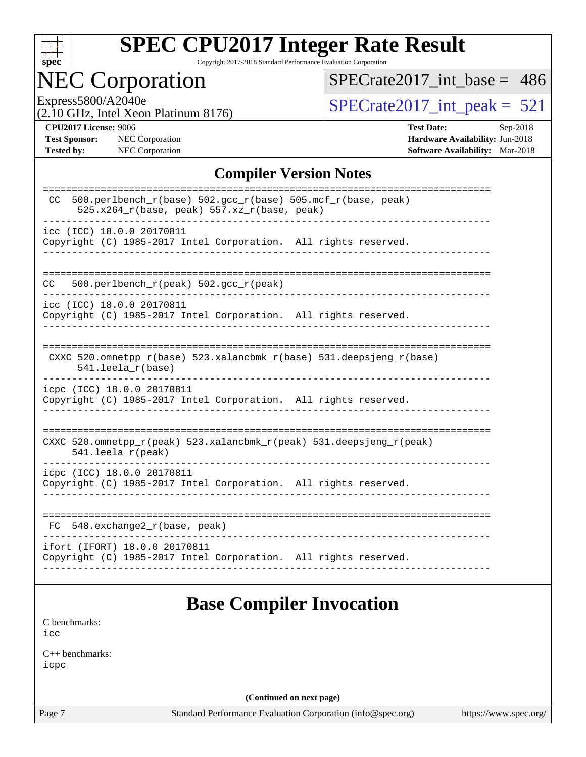## Compiler Version Notes

```
==============================================================================
 CC  500.perlbench_r(base) 502.gcc_r(base) 505.mcf_r(base, peak)
      525.x264_r(base, peak) 557.xz_r(base, peak)
------------------------------------------------------------------------------
icc (ICC) 18.0.0 20170811
Copyright (C) 1985-2017 Intel Corporation.  All rights reserved.
------------------------------------------------------------------------------

==============================================================================
CC   500.perlbench_r(peak) 502.gcc_r(peak)
------------------------------------------------------------------------------
icc (ICC) 18.0.0 20170811
Copyright (C) 1985-2017 Intel Corporation.  All rights reserved.
------------------------------------------------------------------------------

==============================================================================
 CXXC 520.omnetpp_r(base) 523.xalancbmk_r(base) 531.deepsjeng_r(base)
      541.leela_r(base)
------------------------------------------------------------------------------
icpc (ICC) 18.0.0 20170811
Copyright (C) 1985-2017 Intel Corporation.  All rights reserved.
------------------------------------------------------------------------------

==============================================================================
CXXC 520.omnetpp_r(peak) 523.xalancbmk_r(peak) 531.deepsjeng_r(peak)
     541.leela_r(peak)
------------------------------------------------------------------------------
icpc (ICC) 18.0.0 20170811
Copyright (C) 1985-2017 Intel Corporation.  All rights reserved.
------------------------------------------------------------------------------

==============================================================================
 FC  548.exchange2_r(base, peak)
------------------------------------------------------------------------------
ifort (IFORT) 18.0.0 20170811
Copyright (C) 1985-2017 Intel Corporation.  All rights reserved.
------------------------------------------------------------------------------
```

## Base Compiler Invocation

C benchmarks:
icc

C++ benchmarks:
icpc

**(Continued on next page)**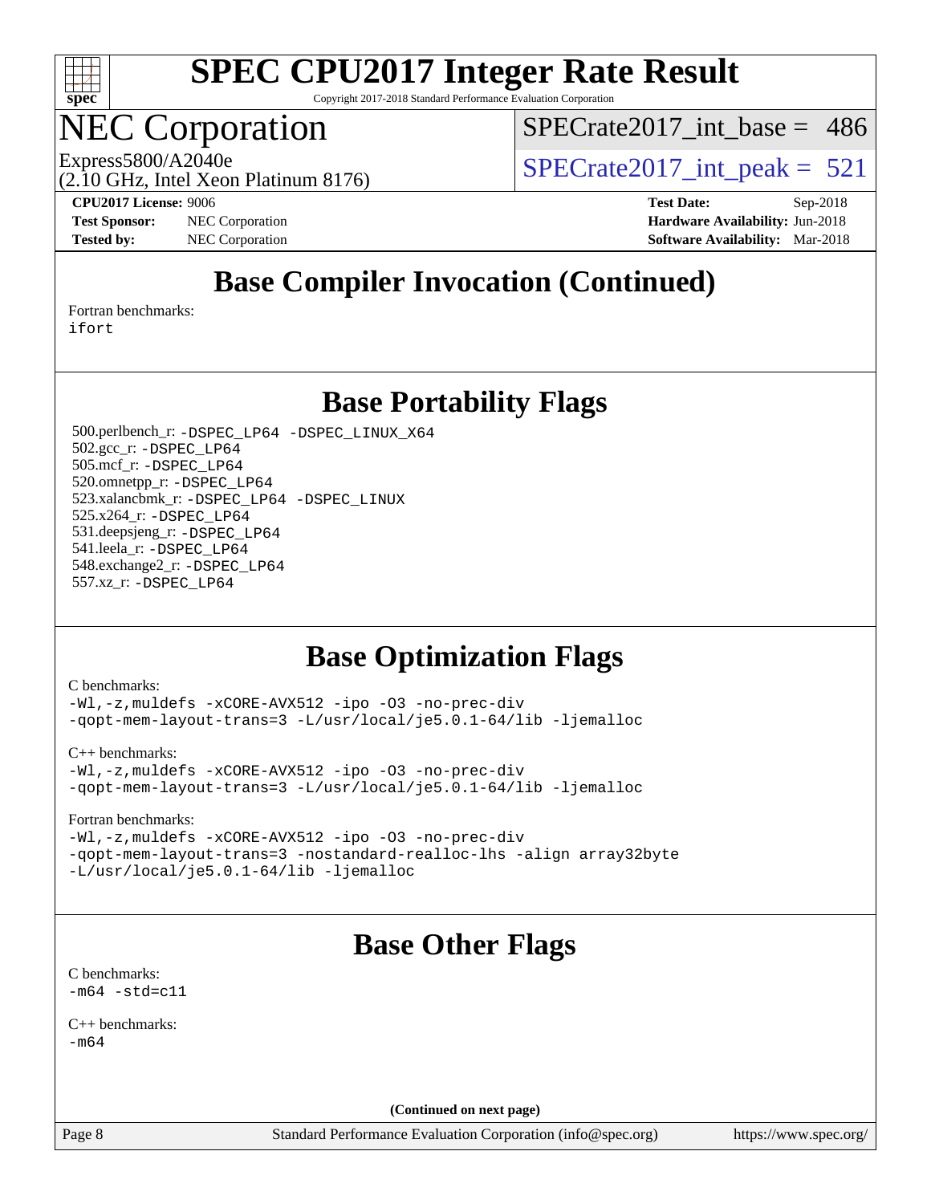# Base Compiler Invocation (Continued)

Fortran benchmarks:
ifort

# Base Portability Flags

500.perlbench_r: -DSPEC_LP64 -DSPEC_LINUX_X64
502.gcc_r: -DSPEC_LP64
505.mcf_r: -DSPEC_LP64
520.omnetpp_r: -DSPEC_LP64
523.xalancbmk_r: -DSPEC_LP64 -DSPEC_LINUX
525.x264_r: -DSPEC_LP64
531.deepsjeng_r: -DSPEC_LP64
541.leela_r: -DSPEC_LP64
548.exchange2_r: -DSPEC_LP64
557.xz_r: -DSPEC_LP64

# Base Optimization Flags

C benchmarks:
-Wl,-z,muldefs -xCORE-AVX512 -ipo -O3 -no-prec-div
-qopt-mem-layout-trans=3 -L/usr/local/je5.0.1-64/lib -ljemalloc

C++ benchmarks:
-Wl,-z,muldefs -xCORE-AVX512 -ipo -O3 -no-prec-div
-qopt-mem-layout-trans=3 -L/usr/local/je5.0.1-64/lib -ljemalloc

Fortran benchmarks:
-Wl,-z,muldefs -xCORE-AVX512 -ipo -O3 -no-prec-div
-qopt-mem-layout-trans=3 -nostandard-realloc-lhs -align array32byte
-L/usr/local/je5.0.1-64/lib -ljemalloc

# Base Other Flags

C benchmarks:
-m64 -std=c11

C++ benchmarks:
-m64

**(Continued on next page)**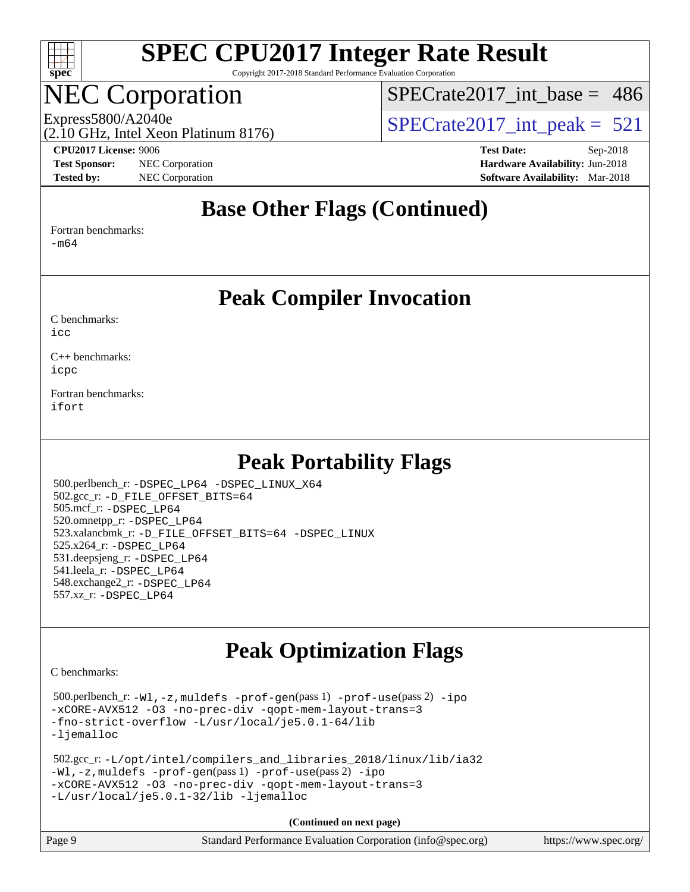# SPEC CPU2017 Integer Rate Result

Copyright 2017-2018 Standard Performance Evaluation Corporation

# NEC Corporation

Express5800/A2040e
(2.10 GHz, Intel Xeon Platinum 8176)

SPECrate2017_int_base = 486

SPECrate2017_int_peak = 521

**CPU2017 License:** 9006
**Test Sponsor:** NEC Corporation
**Tested by:** NEC Corporation

**Test Date:** Sep-2018
**Hardware Availability:** Jun-2018
**Software Availability:** Mar-2018

## Base Other Flags (Continued)

Fortran benchmarks:
-m64

## Peak Compiler Invocation

C benchmarks:
icc

C++ benchmarks:
icpc

Fortran benchmarks:
ifort

## Peak Portability Flags

500.perlbench_r: -DSPEC_LP64 -DSPEC_LINUX_X64
502.gcc_r: -D_FILE_OFFSET_BITS=64
505.mcf_r: -DSPEC_LP64
520.omnetpp_r: -DSPEC_LP64
523.xalancbmk_r: -D_FILE_OFFSET_BITS=64 -DSPEC_LINUX
525.x264_r: -DSPEC_LP64
531.deepsjeng_r: -DSPEC_LP64
541.leela_r: -DSPEC_LP64
548.exchange2_r: -DSPEC_LP64
557.xz_r: -DSPEC_LP64

## Peak Optimization Flags

C benchmarks:

500.perlbench_r: -Wl,-z,muldefs -prof-gen(pass 1) -prof-use(pass 2) -ipo -xCORE-AVX512 -O3 -no-prec-div -qopt-mem-layout-trans=3 -fno-strict-overflow -L/usr/local/je5.0.1-64/lib -ljemalloc

502.gcc_r: -L/opt/intel/compilers_and_libraries_2018/linux/lib/ia32 -Wl,-z,muldefs -prof-gen(pass 1) -prof-use(pass 2) -ipo -xCORE-AVX512 -O3 -no-prec-div -qopt-mem-layout-trans=3 -L/usr/local/je5.0.1-32/lib -ljemalloc

**(Continued on next page)**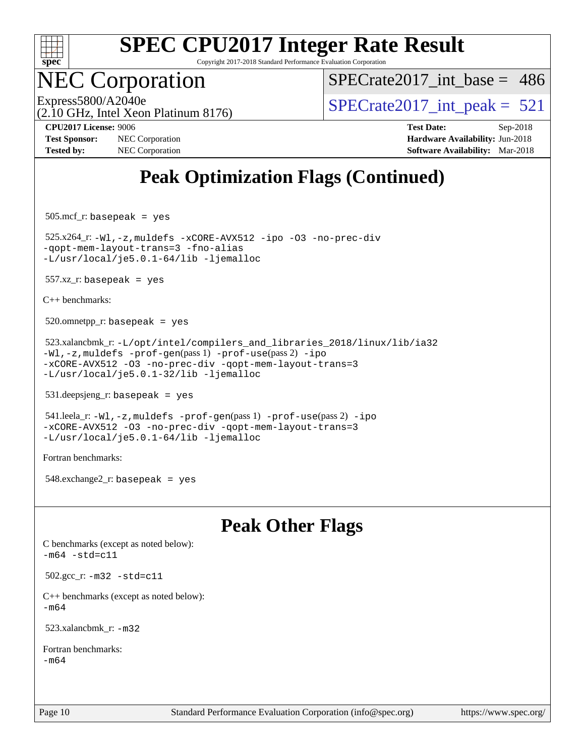# Peak Optimization Flags (Continued)

505.mcf_r: basepeak = yes

525.x264_r: -Wl,-z,muldefs -xCORE-AVX512 -ipo -O3 -no-prec-div -qopt-mem-layout-trans=3 -fno-alias -L/usr/local/je5.0.1-64/lib -ljemalloc

557.xz_r: basepeak = yes

C++ benchmarks:

520.omnetpp_r: basepeak = yes

523.xalancbmk_r: -L/opt/intel/compilers_and_libraries_2018/linux/lib/ia32 -Wl,-z,muldefs -prof-gen(pass 1) -prof-use(pass 2) -ipo -xCORE-AVX512 -O3 -no-prec-div -qopt-mem-layout-trans=3 -L/usr/local/je5.0.1-32/lib -ljemalloc

531.deepsjeng_r: basepeak = yes

541.leela_r: -Wl,-z,muldefs -prof-gen(pass 1) -prof-use(pass 2) -ipo -xCORE-AVX512 -O3 -no-prec-div -qopt-mem-layout-trans=3 -L/usr/local/je5.0.1-64/lib -ljemalloc

Fortran benchmarks:

548.exchange2_r: basepeak = yes

# Peak Other Flags

C benchmarks (except as noted below):
-m64 -std=c11

502.gcc_r: -m32 -std=c11

C++ benchmarks (except as noted below):
-m64

523.xalancbmk_r: -m32

Fortran benchmarks:
-m64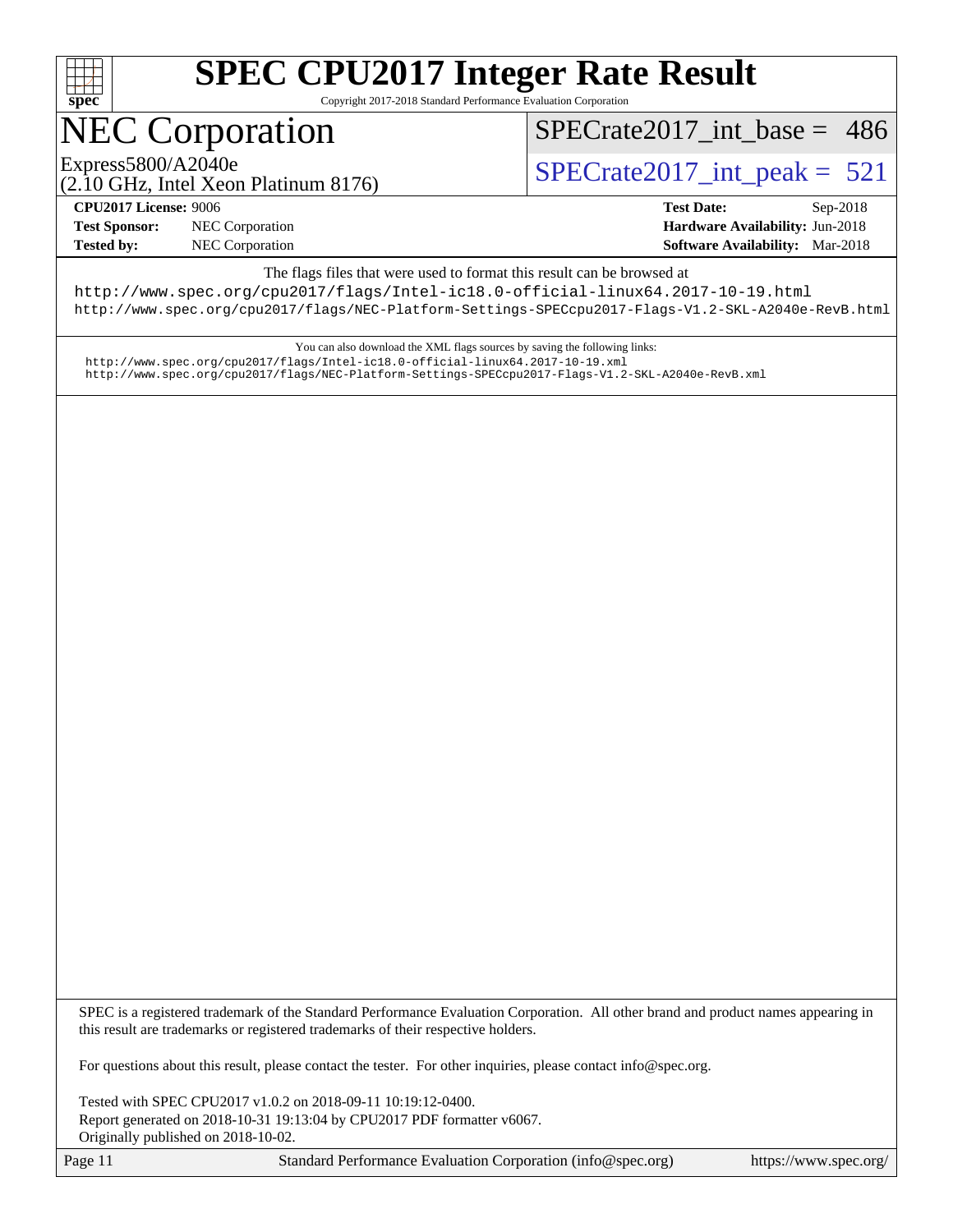# SPEC CPU2017 Integer Rate Result

Copyright 2017-2018 Standard Performance Evaluation Corporation

# NEC Corporation

Express5800/A2040e
(2.10 GHz, Intel Xeon Platinum 8176)

SPECrate2017_int_base = 486

SPECrate2017_int_peak = 521

**CPU2017 License:** 9006
**Test Sponsor:** NEC Corporation
**Tested by:** NEC Corporation

**Test Date:** Sep-2018
**Hardware Availability:** Jun-2018
**Software Availability:** Mar-2018

The flags files that were used to format this result can be browsed at
http://www.spec.org/cpu2017/flags/Intel-ic18.0-official-linux64.2017-10-19.html
http://www.spec.org/cpu2017/flags/NEC-Platform-Settings-SPECcpu2017-Flags-V1.2-SKL-A2040e-RevB.html

You can also download the XML flags sources by saving the following links:
http://www.spec.org/cpu2017/flags/Intel-ic18.0-official-linux64.2017-10-19.xml
http://www.spec.org/cpu2017/flags/NEC-Platform-Settings-SPECcpu2017-Flags-V1.2-SKL-A2040e-RevB.xml

SPEC is a registered trademark of the Standard Performance Evaluation Corporation. All other brand and product names appearing in this result are trademarks or registered trademarks of their respective holders.

For questions about this result, please contact the tester. For other inquiries, please contact info@spec.org.

Tested with SPEC CPU2017 v1.0.2 on 2018-09-11 10:19:12-0400.
Report generated on 2018-10-31 19:13:04 by CPU2017 PDF formatter v6067.
Originally published on 2018-10-02.